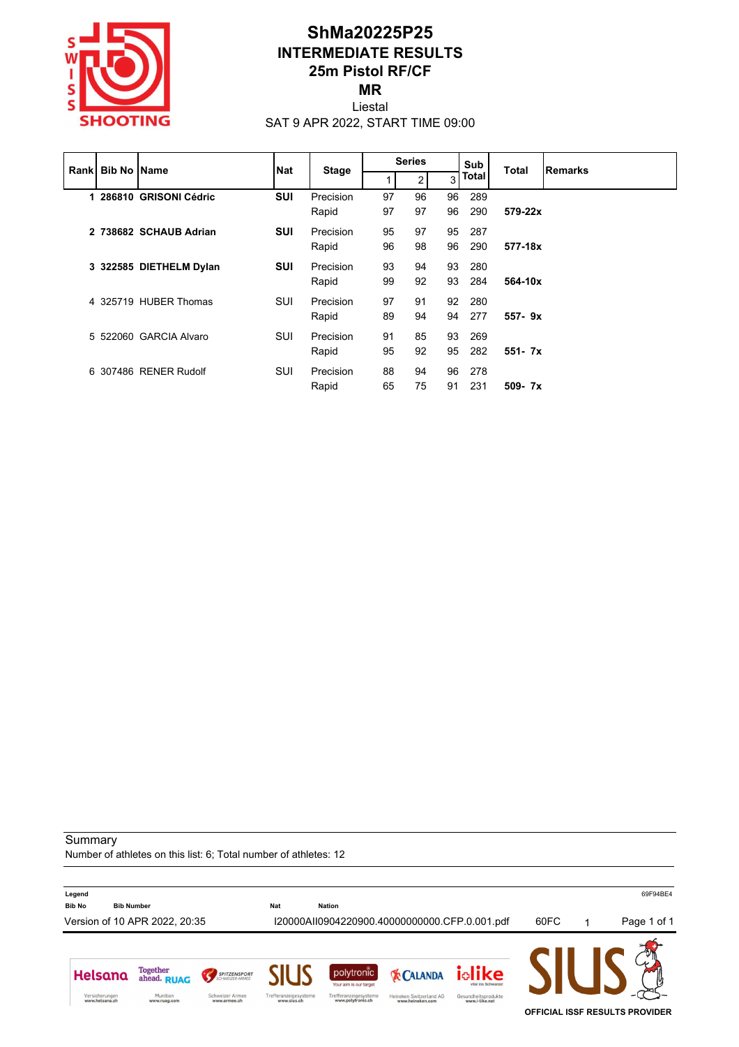# ShMa20225P25

## INTERMEDIATE RESULTS

## 25m Pistol RF/CF

## MR

Liestal

SAT 9 APR 2022, START TIME 09:00

| Rank | Bib No | Name | Nat | Stage | Series 1 | Series 2 | Series 3 | Sub Total | Total | Remarks |
|---|---|---|---|---|---|---|---|---|---|---|
| **1** | **286810** | **GRISONI Cédric** | **SUI** | Precision | 97 | 96 | 96 | 289 | | |
| | | | | Rapid | 97 | 97 | 96 | 290 | **579-22x** | |
| **2** | **738682** | **SCHAUB Adrian** | **SUI** | Precision | 95 | 97 | 95 | 287 | | |
| | | | | Rapid | 96 | 98 | 96 | 290 | **577-18x** | |
| **3** | **322585** | **DIETHELM Dylan** | **SUI** | Precision | 93 | 94 | 93 | 280 | | |
| | | | | Rapid | 99 | 92 | 93 | 284 | **564-10x** | |
| 4 | 325719 | HUBER Thomas | SUI | Precision | 97 | 91 | 92 | 280 | | |
| | | | | Rapid | 89 | 94 | 94 | 277 | **557- 9x** | |
| 5 | 522060 | GARCIA Alvaro | SUI | Precision | 91 | 85 | 93 | 269 | | |
| | | | | Rapid | 95 | 92 | 95 | 282 | **551- 7x** | |
| 6 | 307486 | RENER Rudolf | SUI | Precision | 88 | 94 | 96 | 278 | | |
| | | | | Rapid | 65 | 75 | 91 | 231 | **509- 7x** | |

Summary

Number of athletes on this list: 6; Total number of athletes: 12

**Legend**

**Bib No** Bib Number | **Nat** Nation

69F94BE4

Version of 10 APR 2022, 20:35 I20000AII0904220900.40000000000.CFP.0.001.pdf 60FC 1

OFFICIAL ISSF RESULTS PROVIDER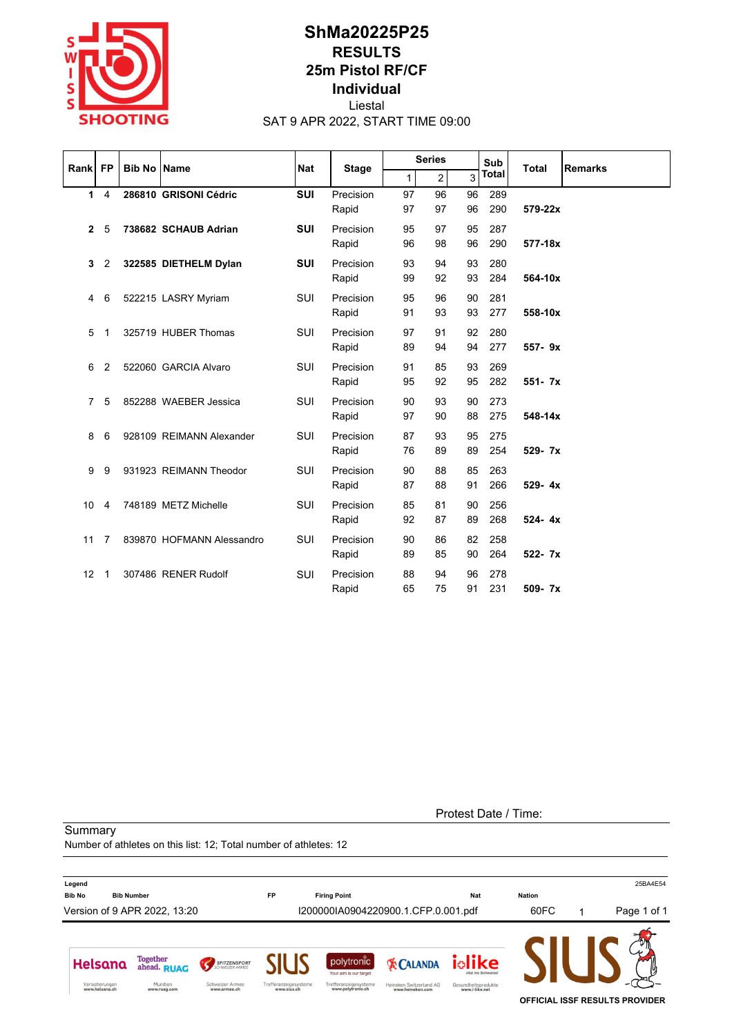# ShMa20225P25

## RESULTS

## 25m Pistol RF/CF

## Individual

Liestal

SAT 9 APR 2022, START TIME 09:00

| Rank | FP | Bib No | Name | Nat | Stage | Series 1 | Series 2 | Series 3 | Sub Total | Total | Remarks |
|---|---|---|---|---|---|---|---|---|---|---|---|
| **1** | 4 | **286810** | **GRISONI Cédric** | **SUI** | Precision | 97 | 96 | 96 | 289 | | |
| | | | | | Rapid | 97 | 97 | 96 | 290 | **579-22x** | |
| **2** | 5 | **738682** | **SCHAUB Adrian** | **SUI** | Precision | 95 | 97 | 95 | 287 | | |
| | | | | | Rapid | 96 | 98 | 96 | 290 | **577-18x** | |
| **3** | 2 | **322585** | **DIETHELM Dylan** | **SUI** | Precision | 93 | 94 | 93 | 280 | | |
| | | | | | Rapid | 99 | 92 | 93 | 284 | **564-10x** | |
| 4 | 6 | 522215 | LASRY Myriam | SUI | Precision | 95 | 96 | 90 | 281 | | |
| | | | | | Rapid | 91 | 93 | 93 | 277 | **558-10x** | |
| 5 | 1 | 325719 | HUBER Thomas | SUI | Precision | 97 | 91 | 92 | 280 | | |
| | | | | | Rapid | 89 | 94 | 94 | 277 | **557- 9x** | |
| 6 | 2 | 522060 | GARCIA Alvaro | SUI | Precision | 91 | 85 | 93 | 269 | | |
| | | | | | Rapid | 95 | 92 | 95 | 282 | **551- 7x** | |
| 7 | 5 | 852288 | WAEBER Jessica | SUI | Precision | 90 | 93 | 90 | 273 | | |
| | | | | | Rapid | 97 | 90 | 88 | 275 | **548-14x** | |
| 8 | 6 | 928109 | REIMANN Alexander | SUI | Precision | 87 | 93 | 95 | 275 | | |
| | | | | | Rapid | 76 | 89 | 89 | 254 | **529- 7x** | |
| 9 | 9 | 931923 | REIMANN Theodor | SUI | Precision | 90 | 88 | 85 | 263 | | |
| | | | | | Rapid | 87 | 88 | 91 | 266 | **529- 4x** | |
| 10 | 4 | 748189 | METZ Michelle | SUI | Precision | 85 | 81 | 90 | 256 | | |
| | | | | | Rapid | 92 | 87 | 89 | 268 | **524- 4x** | |
| 11 | 7 | 839870 | HOFMANN Alessandro | SUI | Precision | 90 | 86 | 82 | 258 | | |
| | | | | | Rapid | 89 | 85 | 90 | 264 | **522- 7x** | |
| 12 | 1 | 307486 | RENER Rudolf | SUI | Precision | 88 | 94 | 96 | 278 | | |
| | | | | | Rapid | 65 | 75 | 91 | 231 | **509- 7x** | |

Protest Date / Time:

Summary

Number of athletes on this list: 12; Total number of athletes: 12

**Legend**

| Bib No | Bib Number | FP | Firing Point | Nat | Nation |
|---|---|---|---|---|---|

25BA4E54

Version of 9 APR 2022, 13:20 I200000IA0904220900.1.CFP.0.001.pdf 60FC 1

OFFICIAL ISSF RESULTS PROVIDER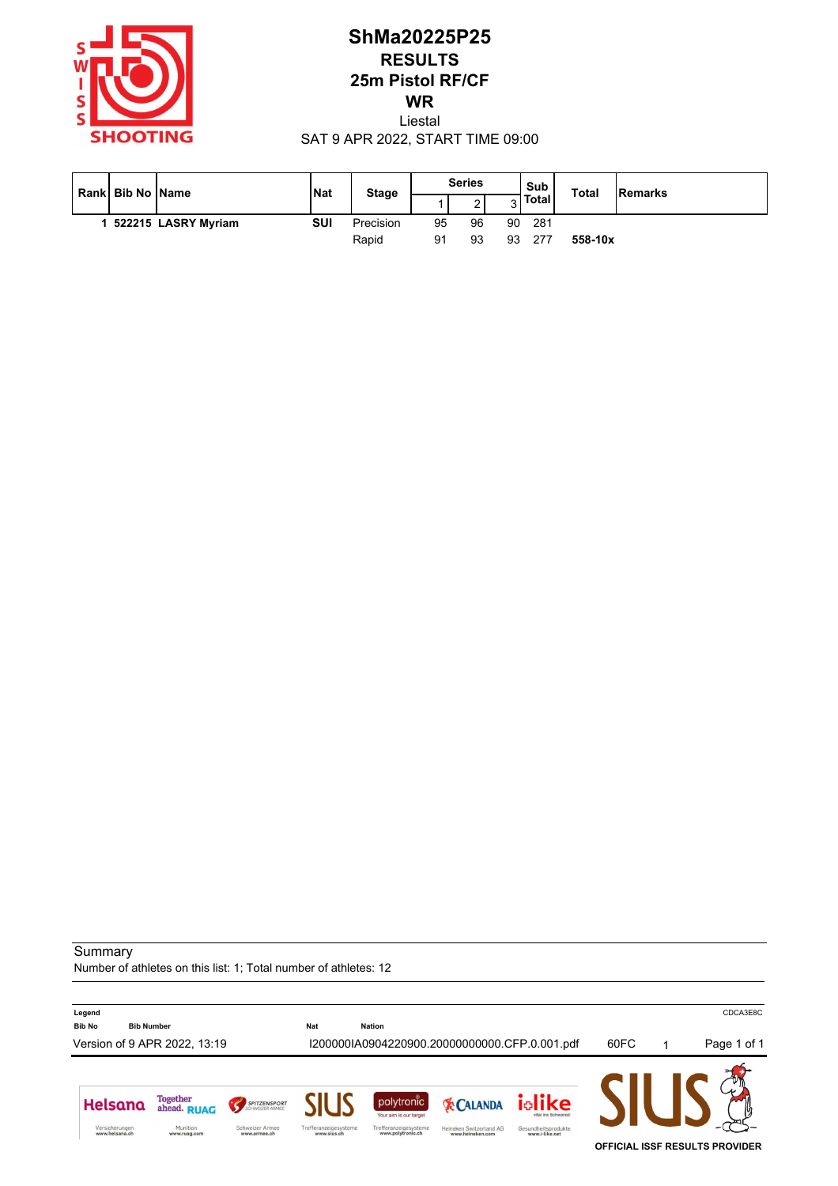# ShMa20225P25

## RESULTS

## 25m Pistol RF/CF

## WR

Liestal

SAT 9 APR 2022, START TIME 09:00

| Rank | Bib No | Name | Nat | Stage | Series | | | Sub Total | Total | Remarks |
|---|---|---|---|---|---|---|---|---|---|---|
| | | | | | 1 | 2 | 3 | | | |
| 1 | 522215 | **LASRY Myriam** | **SUI** | Precision | 95 | 96 | 90 | 281 | | |
| | | | | Rapid | 91 | 93 | 93 | 277 | **558-10x** | |

Summary

Number of athletes on this list: 1; Total number of athletes: 12

**Legend**

| **Bib No** | **Bib Number** | **Nat** | **Nation** |
|---|---|---|---|

CDCA3E8C

Version of 9 APR 2022, 13:19 I200000IA0904220900.20000000000.CFP.0.001.pdf 60FC 1

OFFICIAL ISSF RESULTS PROVIDER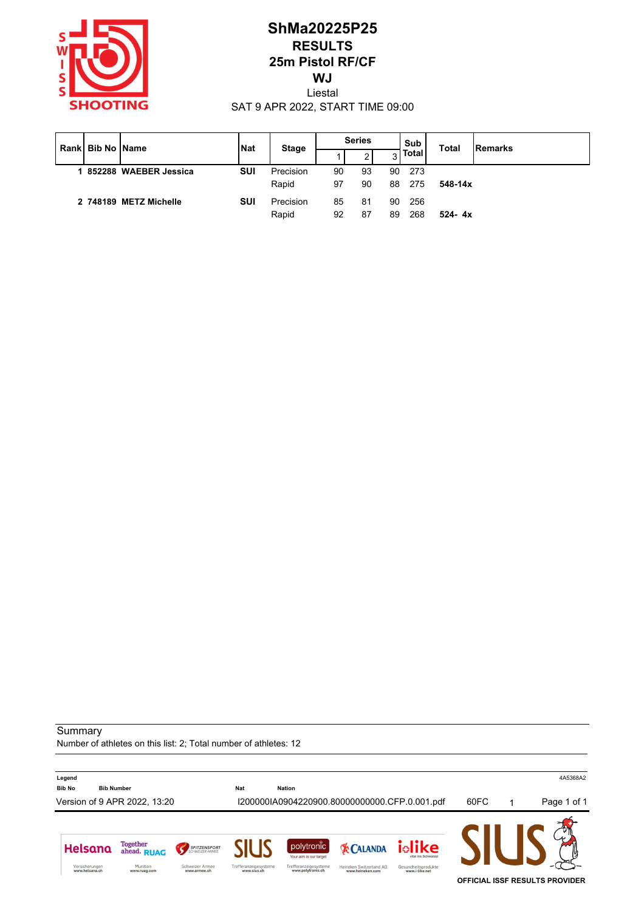# ShMa20225P25

## RESULTS

## 25m Pistol RF/CF

## WJ

Liestal

SAT 9 APR 2022, START TIME 09:00

| Rank | Bib No | Name | Nat | Stage | Series 1 | Series 2 | Series 3 | Sub Total | Total | Remarks |
|---|---|---|---|---|---|---|---|---|---|---|
| 1 | 852288 | **WAEBER Jessica** | **SUI** | Precision | 90 | 93 | 90 | 273 | | |
| | | | | Rapid | 97 | 90 | 88 | 275 | **548-14x** | |
| 2 | 748189 | **METZ Michelle** | **SUI** | Precision | 85 | 81 | 90 | 256 | | |
| | | | | Rapid | 92 | 87 | 89 | 268 | **524- 4x** | |

Summary

Number of athletes on this list: 2; Total number of athletes: 12

**Legend**

**Bib No** Bib Number **Nat** Nation

Version of 9 APR 2022, 13:20 I200000IA0904220900.80000000000.CFP.0.001.pdf 60FC 1

4A5368A2

OFFICIAL ISSF RESULTS PROVIDER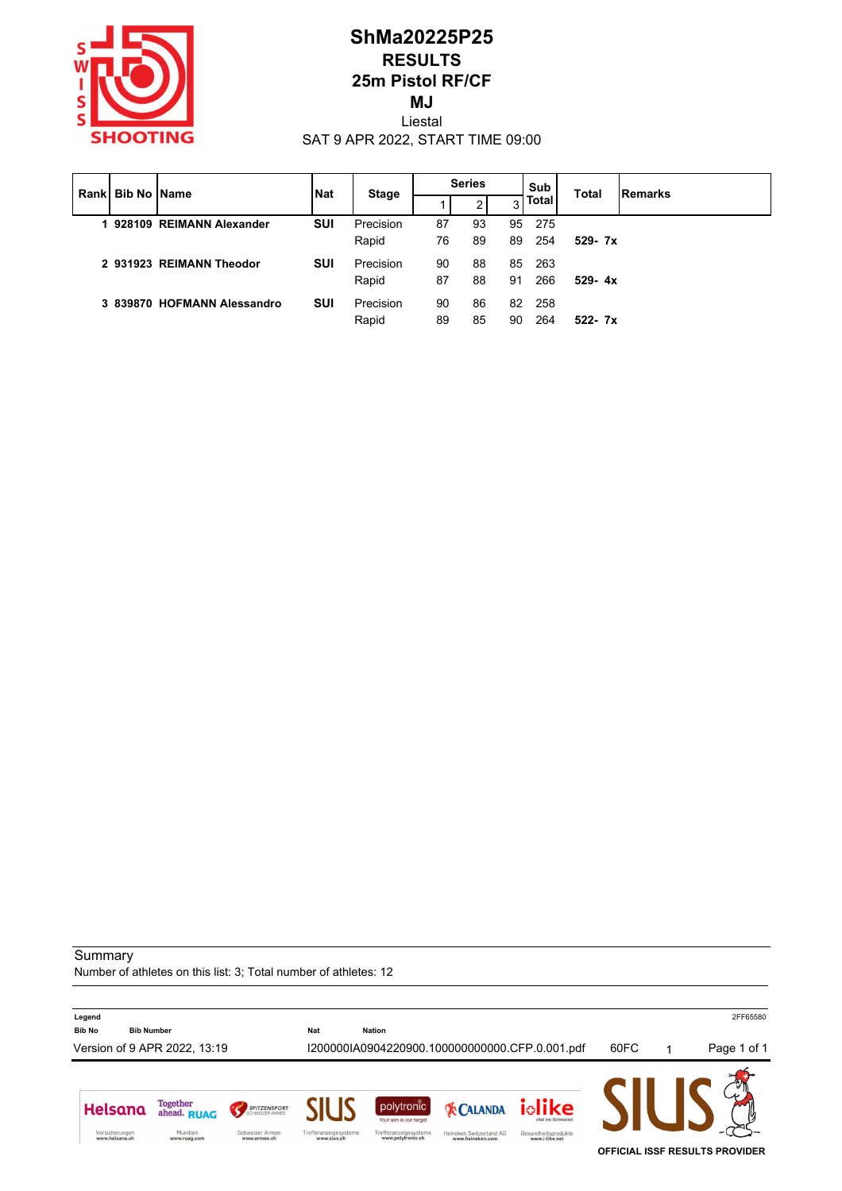# ShMa20225P25

## RESULTS

## 25m Pistol RF/CF

## MJ

Liestal

SAT 9 APR 2022, START TIME 09:00

| Rank | Bib No | Name | Nat | Stage | Series | | | Sub Total | Total | Remarks |
|---|---|---|---|---|---|---|---|---|---|---|
| | | | | | 1 | 2 | 3 | | | |
| 1 | 928109 | **REIMANN Alexander** | **SUI** | Precision | 87 | 93 | 95 | 275 | | |
| | | | | Rapid | 76 | 89 | 89 | 254 | **529- 7x** | |
| 2 | 931923 | **REIMANN Theodor** | **SUI** | Precision | 90 | 88 | 85 | 263 | | |
| | | | | Rapid | 87 | 88 | 91 | 266 | **529- 4x** | |
| 3 | 839870 | **HOFMANN Alessandro** | **SUI** | Precision | 90 | 86 | 82 | 258 | | |
| | | | | Rapid | 89 | 85 | 90 | 264 | **522- 7x** | |

Summary

Number of athletes on this list: 3; Total number of athletes: 12

**Legend**

**Bib No** Bib Number **Nat** Nation

2FF65580

Version of 9 APR 2022, 13:19 I200000IA0904220900.100000000000.CFP.0.001.pdf 60FC 1

OFFICIAL ISSF RESULTS PROVIDER